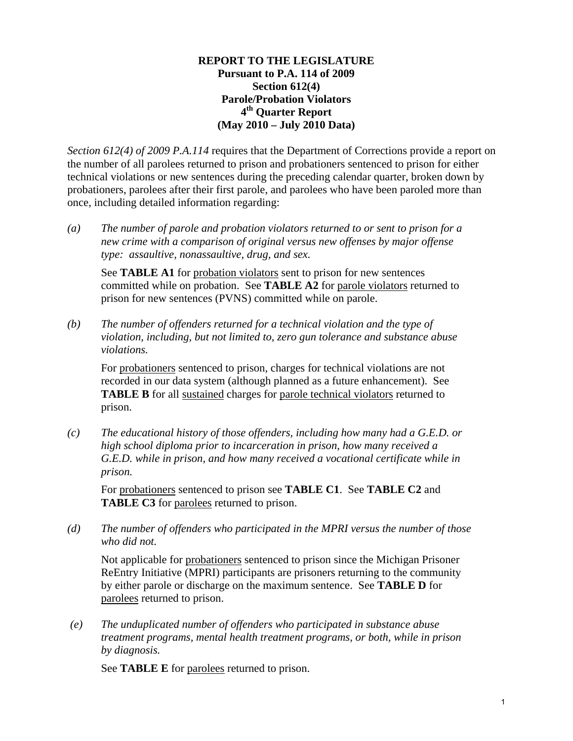**REPORT TO THE LEGISLATURE**
**Pursuant to P.A. 114 of 2009**
**Section 612(4)**
**Parole/Probation Violators**
**4th Quarter Report**
**(May 2010 – July 2010 Data)**

*Section 612(4) of 2009 P.A.114* requires that the Department of Corrections provide a report on the number of all parolees returned to prison and probationers sentenced to prison for either technical violations or new sentences during the preceding calendar quarter, broken down by probationers, parolees after their first parole, and parolees who have been paroled more than once, including detailed information regarding:

*(a)* *The number of parole and probation violators returned to or sent to prison for a new crime with a comparison of original versus new offenses by major offense type: assaultive, nonassaultive, drug, and sex.*

See **TABLE A1** for probation violators sent to prison for new sentences committed while on probation. See **TABLE A2** for parole violators returned to prison for new sentences (PVNS) committed while on parole.

*(b)* *The number of offenders returned for a technical violation and the type of violation, including, but not limited to, zero gun tolerance and substance abuse violations.*

For probationers sentenced to prison, charges for technical violations are not recorded in our data system (although planned as a future enhancement). See **TABLE B** for all sustained charges for parole technical violators returned to prison.

*(c)* *The educational history of those offenders, including how many had a G.E.D. or high school diploma prior to incarceration in prison, how many received a G.E.D. while in prison, and how many received a vocational certificate while in prison.*

For probationers sentenced to prison see **TABLE C1**. See **TABLE C2** and **TABLE C3** for parolees returned to prison.

*(d)* *The number of offenders who participated in the MPRI versus the number of those who did not.*

Not applicable for probationers sentenced to prison since the Michigan Prisoner ReEntry Initiative (MPRI) participants are prisoners returning to the community by either parole or discharge on the maximum sentence. See **TABLE D** for parolees returned to prison.

*(e)* *The unduplicated number of offenders who participated in substance abuse treatment programs, mental health treatment programs, or both, while in prison by diagnosis.*

See **TABLE E** for parolees returned to prison.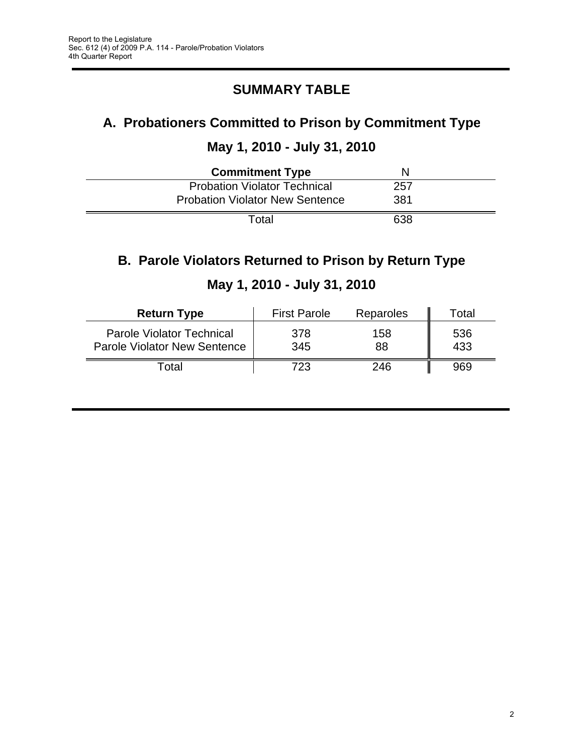# SUMMARY TABLE

## A. Probationers Committed to Prison by Commitment Type

### May 1, 2010 - July 31, 2010

| Commitment Type | N |
|---|---|
| Probation Violator Technical | 257 |
| Probation Violator New Sentence | 381 |
| Total | 638 |

## B. Parole Violators Returned to Prison by Return Type

### May 1, 2010 - July 31, 2010

| Return Type | First Parole | Reparoles | Total |
|---|---|---|---|
| Parole Violator Technical | 378 | 158 | 536 |
| Parole Violator New Sentence | 345 | 88 | 433 |
| Total | 723 | 246 | 969 |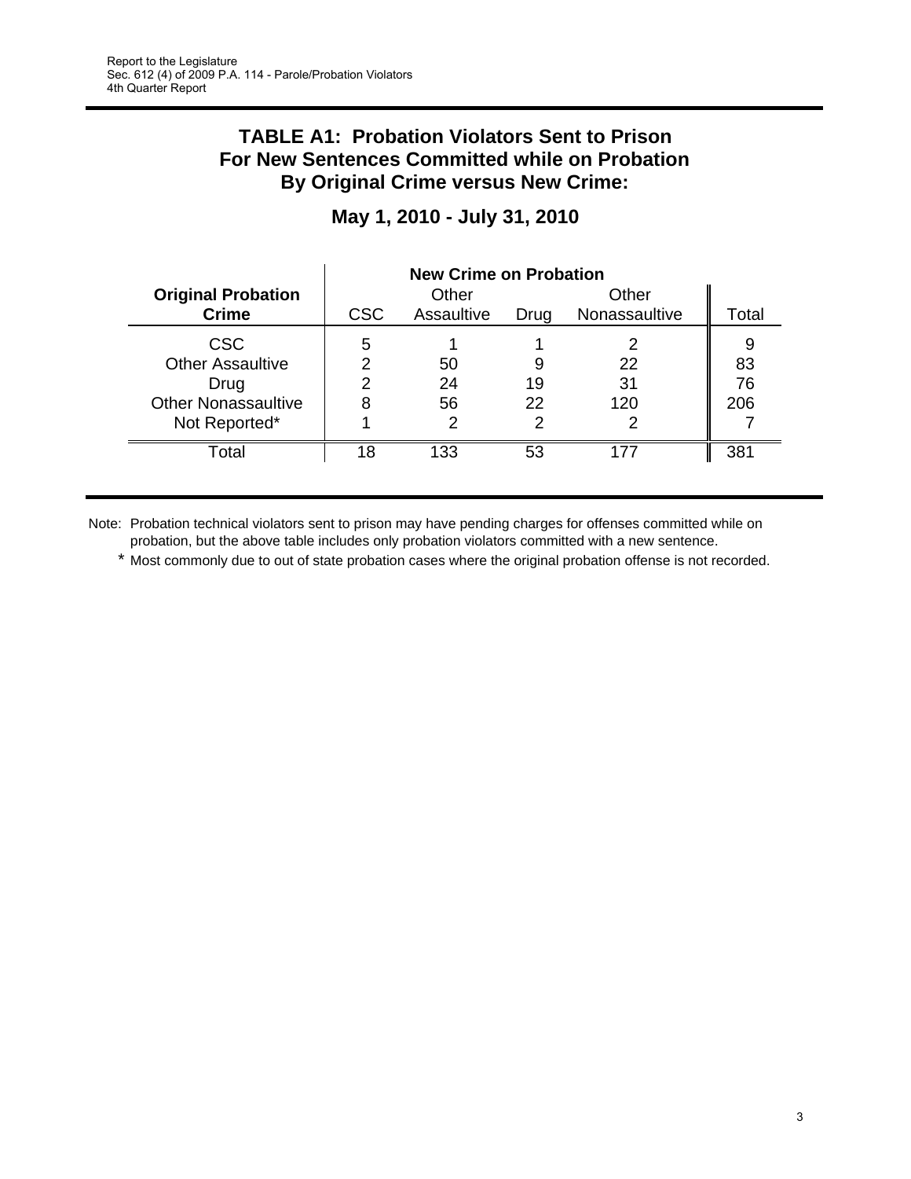# TABLE A1: Probation Violators Sent to Prison For New Sentences Committed while on Probation By Original Crime versus New Crime:

## May 1, 2010 - July 31, 2010

| **Original Probation Crime** | **New Crime on Probation** CSC | Other Assaultive | Drug | Other Nonassaultive | Total |
|---|---|---|---|---|---|
| CSC | 5 | 1 | 1 | 2 | 9 |
| Other Assaultive | 2 | 50 | 9 | 22 | 83 |
| Drug | 2 | 24 | 19 | 31 | 76 |
| Other Nonassaultive | 8 | 56 | 22 | 120 | 206 |
| Not Reported* | 1 | 2 | 2 | 2 | 7 |
| Total | 18 | 133 | 53 | 177 | 381 |

Note: Probation technical violators sent to prison may have pending charges for offenses committed while on probation, but the above table includes only probation violators committed with a new sentence.

\* Most commonly due to out of state probation cases where the original probation offense is not recorded.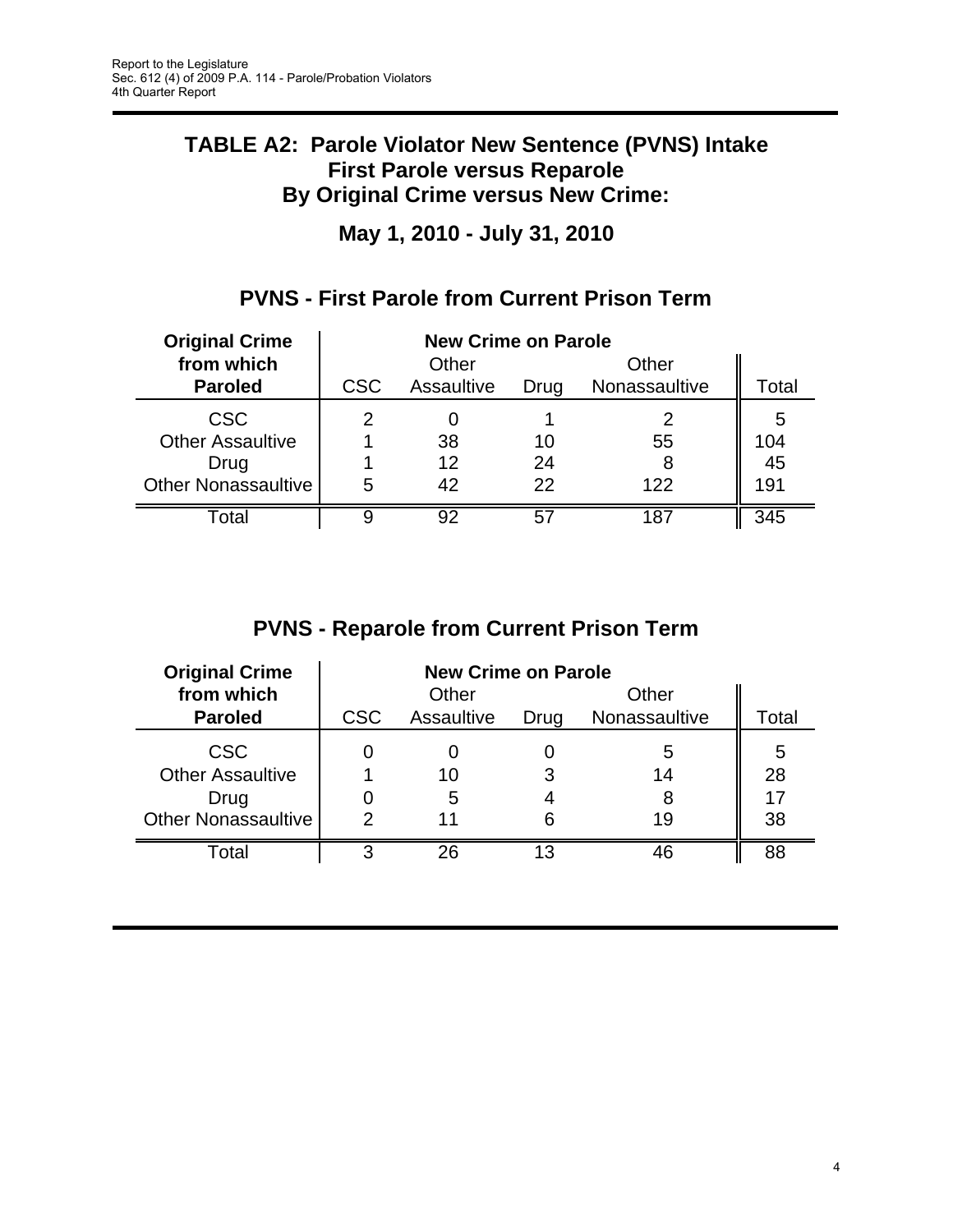## TABLE A2: Parole Violator New Sentence (PVNS) Intake
## First Parole versus Reparole
## By Original Crime versus New Crime:

### May 1, 2010 - July 31, 2010

### PVNS - First Parole from Current Prison Term

| Original Crime from which Paroled | New Crime on Parole | | | | |
|---|---|---|---|---|---|
| | CSC | Other Assaultive | Drug | Other Nonassaultive | Total |
| CSC | 2 | 0 | 1 | 2 | 5 |
| Other Assaultive | 1 | 38 | 10 | 55 | 104 |
| Drug | 1 | 12 | 24 | 8 | 45 |
| Other Nonassaultive | 5 | 42 | 22 | 122 | 191 |
| Total | 9 | 92 | 57 | 187 | 345 |

### PVNS - Reparole from Current Prison Term

| Original Crime from which Paroled | New Crime on Parole | | | | |
|---|---|---|---|---|---|
| | CSC | Other Assaultive | Drug | Other Nonassaultive | Total |
| CSC | 0 | 0 | 0 | 5 | 5 |
| Other Assaultive | 1 | 10 | 3 | 14 | 28 |
| Drug | 0 | 5 | 4 | 8 | 17 |
| Other Nonassaultive | 2 | 11 | 6 | 19 | 38 |
| Total | 3 | 26 | 13 | 46 | 88 |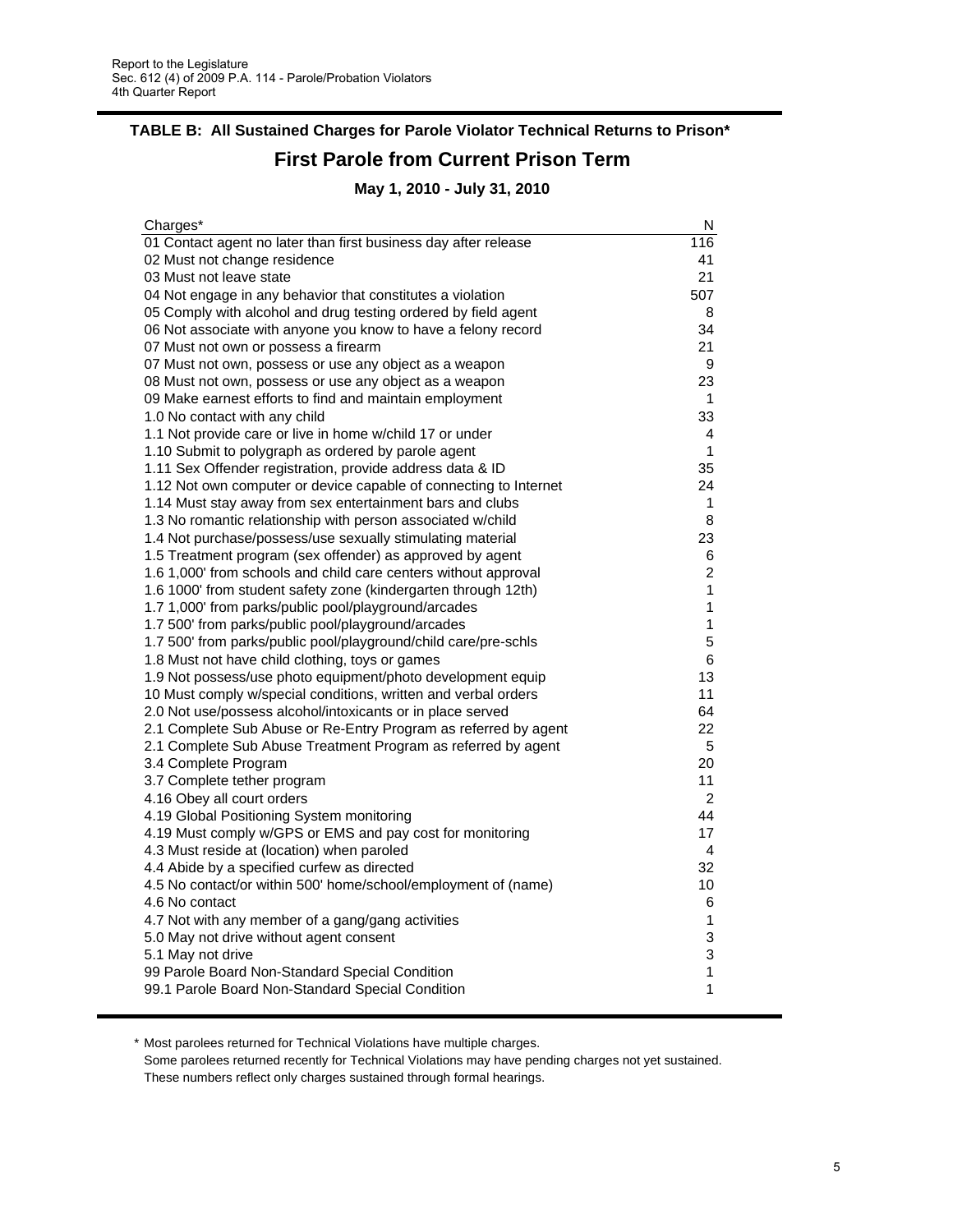Report to the Legislature
Sec. 612 (4) of 2009 P.A. 114 - Parole/Probation Violators
4th Quarter Report

### TABLE B: All Sustained Charges for Parole Violator Technical Returns to Prison*

## First Parole from Current Prison Term

### May 1, 2010 - July 31, 2010

| Charges* | N |
|---|---|
| 01 Contact agent no later than first business day after release | 116 |
| 02 Must not change residence | 41 |
| 03 Must not leave state | 21 |
| 04 Not engage in any behavior that constitutes a violation | 507 |
| 05 Comply with alcohol and drug testing ordered by field agent | 8 |
| 06 Not associate with anyone you know to have a felony record | 34 |
| 07 Must not own or possess a firearm | 21 |
| 07 Must not own, possess or use any object as a weapon | 9 |
| 08 Must not own, possess or use any object as a weapon | 23 |
| 09 Make earnest efforts to find and maintain employment | 1 |
| 1.0 No contact with any child | 33 |
| 1.1 Not provide care or live in home w/child 17 or under | 4 |
| 1.10 Submit to polygraph as ordered by parole agent | 1 |
| 1.11 Sex Offender registration, provide address data & ID | 35 |
| 1.12 Not own computer or device capable of connecting to Internet | 24 |
| 1.14 Must stay away from sex entertainment bars and clubs | 1 |
| 1.3 No romantic relationship with person associated w/child | 8 |
| 1.4 Not purchase/possess/use sexually stimulating material | 23 |
| 1.5 Treatment program (sex offender) as approved by agent | 6 |
| 1.6 1,000' from schools and child care centers without approval | 2 |
| 1.6 1000' from student safety zone (kindergarten through 12th) | 1 |
| 1.7 1,000' from parks/public pool/playground/arcades | 1 |
| 1.7 500' from parks/public pool/playground/arcades | 1 |
| 1.7 500' from parks/public pool/playground/child care/pre-schls | 5 |
| 1.8 Must not have child clothing, toys or games | 6 |
| 1.9 Not possess/use photo equipment/photo development equip | 13 |
| 10 Must comply w/special conditions, written and verbal orders | 11 |
| 2.0 Not use/possess alcohol/intoxicants or in place served | 64 |
| 2.1 Complete Sub Abuse or Re-Entry Program as referred by agent | 22 |
| 2.1 Complete Sub Abuse Treatment Program as referred by agent | 5 |
| 3.4 Complete Program | 20 |
| 3.7 Complete tether program | 11 |
| 4.16 Obey all court orders | 2 |
| 4.19 Global Positioning System monitoring | 44 |
| 4.19 Must comply w/GPS or EMS and pay cost for monitoring | 17 |
| 4.3 Must reside at (location) when paroled | 4 |
| 4.4 Abide by a specified curfew as directed | 32 |
| 4.5 No contact/or within 500' home/school/employment of (name) | 10 |
| 4.6 No contact | 6 |
| 4.7 Not with any member of a gang/gang activities | 1 |
| 5.0 May not drive without agent consent | 3 |
| 5.1 May not drive | 3 |
| 99 Parole Board Non-Standard Special Condition | 1 |
| 99.1 Parole Board Non-Standard Special Condition | 1 |

\* Most parolees returned for Technical Violations have multiple charges.
Some parolees returned recently for Technical Violations may have pending charges not yet sustained.
These numbers reflect only charges sustained through formal hearings.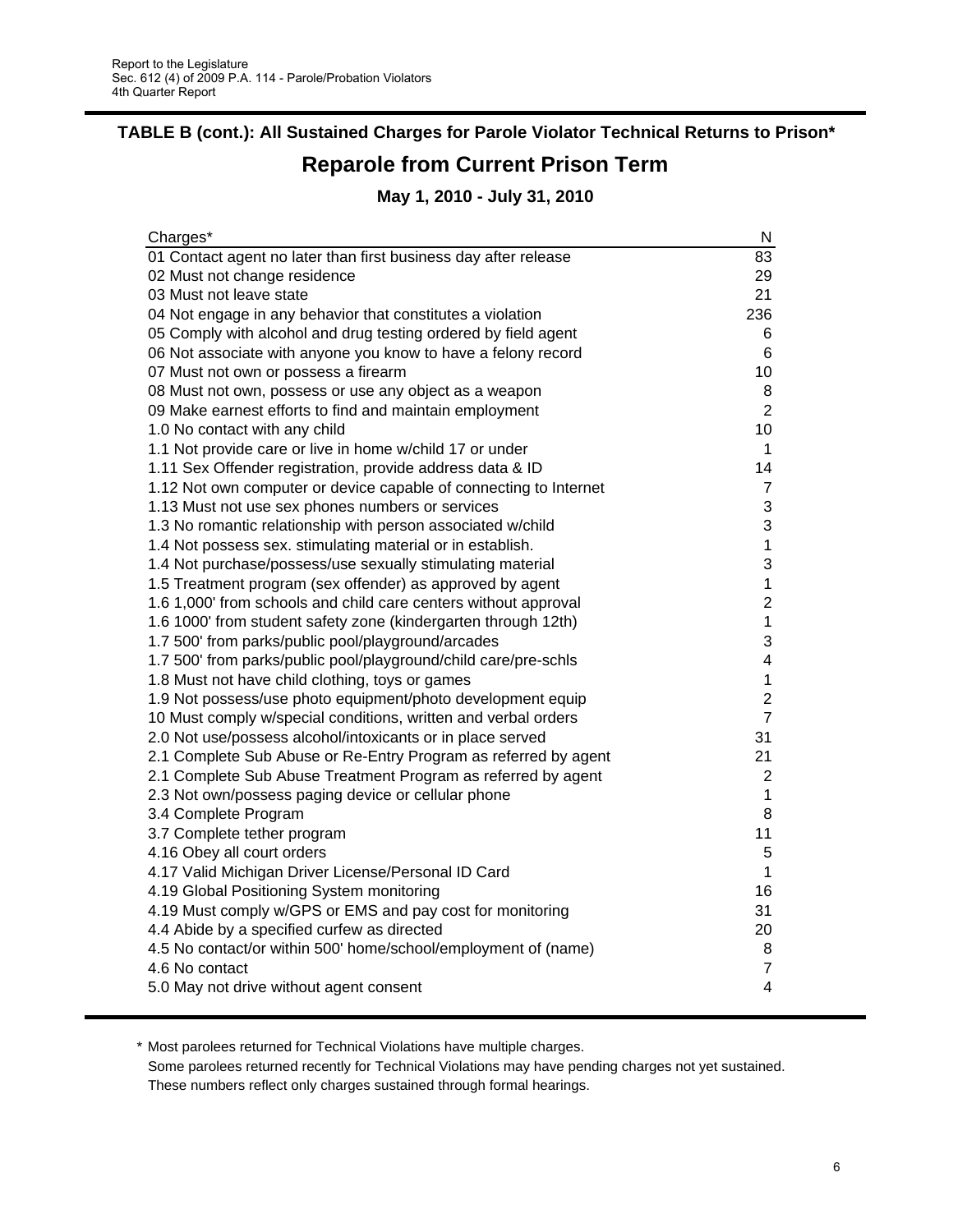## TABLE B (cont.): All Sustained Charges for Parole Violator Technical Returns to Prison*

# Reparole from Current Prison Term

### May 1, 2010 - July 31, 2010

| Charges* | N |
|---|---|
| 01 Contact agent no later than first business day after release | 83 |
| 02 Must not change residence | 29 |
| 03 Must not leave state | 21 |
| 04 Not engage in any behavior that constitutes a violation | 236 |
| 05 Comply with alcohol and drug testing ordered by field agent | 6 |
| 06 Not associate with anyone you know to have a felony record | 6 |
| 07 Must not own or possess a firearm | 10 |
| 08 Must not own, possess or use any object as a weapon | 8 |
| 09 Make earnest efforts to find and maintain employment | 2 |
| 1.0 No contact with any child | 10 |
| 1.1 Not provide care or live in home w/child 17 or under | 1 |
| 1.11 Sex Offender registration, provide address data & ID | 14 |
| 1.12 Not own computer or device capable of connecting to Internet | 7 |
| 1.13 Must not use sex phones numbers or services | 3 |
| 1.3 No romantic relationship with person associated w/child | 3 |
| 1.4 Not possess sex. stimulating material or in establish. | 1 |
| 1.4 Not purchase/possess/use sexually stimulating material | 3 |
| 1.5 Treatment program (sex offender) as approved by agent | 1 |
| 1.6 1,000' from schools and child care centers without approval | 2 |
| 1.6 1000' from student safety zone (kindergarten through 12th) | 1 |
| 1.7 500' from parks/public pool/playground/arcades | 3 |
| 1.7 500' from parks/public pool/playground/child care/pre-schls | 4 |
| 1.8 Must not have child clothing, toys or games | 1 |
| 1.9 Not possess/use photo equipment/photo development equip | 2 |
| 10 Must comply w/special conditions, written and verbal orders | 7 |
| 2.0 Not use/possess alcohol/intoxicants or in place served | 31 |
| 2.1 Complete Sub Abuse or Re-Entry Program as referred by agent | 21 |
| 2.1 Complete Sub Abuse Treatment Program as referred by agent | 2 |
| 2.3 Not own/possess paging device or cellular phone | 1 |
| 3.4 Complete Program | 8 |
| 3.7 Complete tether program | 11 |
| 4.16 Obey all court orders | 5 |
| 4.17 Valid Michigan Driver License/Personal ID Card | 1 |
| 4.19 Global Positioning System monitoring | 16 |
| 4.19 Must comply w/GPS or EMS and pay cost for monitoring | 31 |
| 4.4 Abide by a specified curfew as directed | 20 |
| 4.5 No contact/or within 500' home/school/employment of (name) | 8 |
| 4.6 No contact | 7 |
| 5.0 May not drive without agent consent | 4 |

\* Most parolees returned for Technical Violations have multiple charges.
Some parolees returned recently for Technical Violations may have pending charges not yet sustained.
These numbers reflect only charges sustained through formal hearings.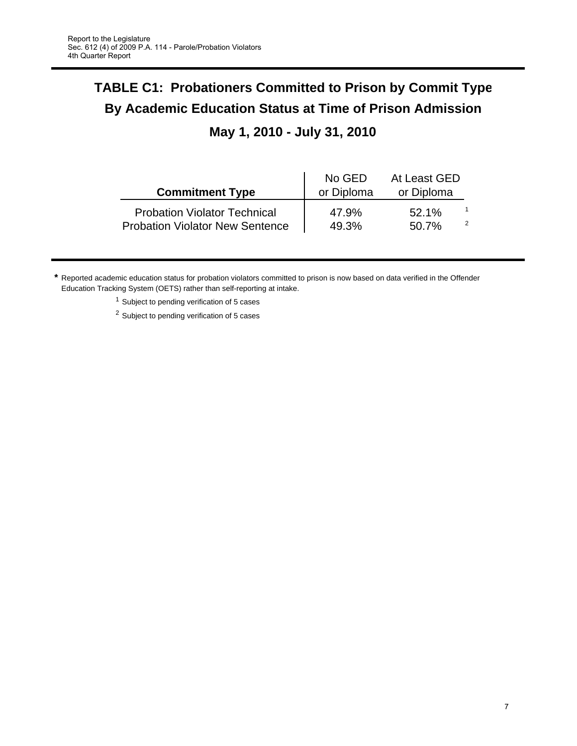# TABLE C1: Probationers Committed to Prison by Commit Type By Academic Education Status at Time of Prison Admission

## May 1, 2010 - July 31, 2010

| Commitment Type | No GED or Diploma | At Least GED or Diploma | |
|---|---|---|---|
| Probation Violator Technical | 47.9% | 52.1% | [1] |
| Probation Violator New Sentence | 49.3% | 50.7% | [2] |

**\*** Reported academic education status for probation violators committed to prison is now based on data verified in the Offender Education Tracking System (OETS) rather than self-reporting at intake.

[1] Subject to pending verification of 5 cases

[2] Subject to pending verification of 5 cases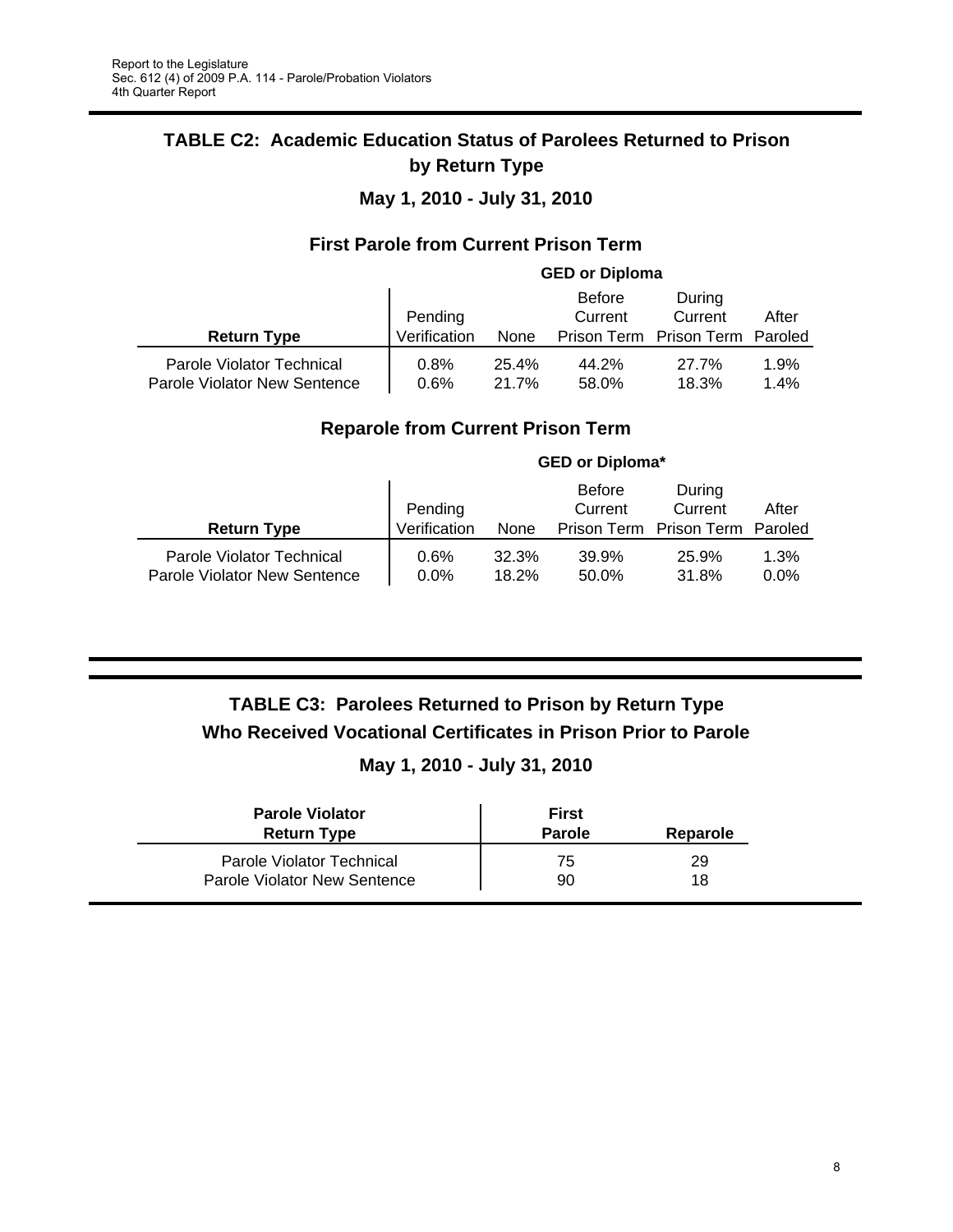## TABLE C2: Academic Education Status of Parolees Returned to Prison by Return Type

### May 1, 2010 - July 31, 2010

### First Parole from Current Prison Term

| | GED or Diploma | | | | |
|---|---|---|---|---|---|
| **Return Type** | Pending Verification | None | Before Current Prison Term | During Current Prison Term | After Paroled |
| Parole Violator Technical | 0.8% | 25.4% | 44.2% | 27.7% | 1.9% |
| Parole Violator New Sentence | 0.6% | 21.7% | 58.0% | 18.3% | 1.4% |

### Reparole from Current Prison Term

| | GED or Diploma* | | | | |
|---|---|---|---|---|---|
| **Return Type** | Pending Verification | None | Before Current Prison Term | During Current Prison Term | After Paroled |
| Parole Violator Technical | 0.6% | 32.3% | 39.9% | 25.9% | 1.3% |
| Parole Violator New Sentence | 0.0% | 18.2% | 50.0% | 31.8% | 0.0% |

## TABLE C3: Parolees Returned to Prison by Return Type Who Received Vocational Certificates in Prison Prior to Parole

### May 1, 2010 - July 31, 2010

| **Parole Violator Return Type** | **First Parole** | **Reparole** |
|---|---|---|
| Parole Violator Technical | 75 | 29 |
| Parole Violator New Sentence | 90 | 18 |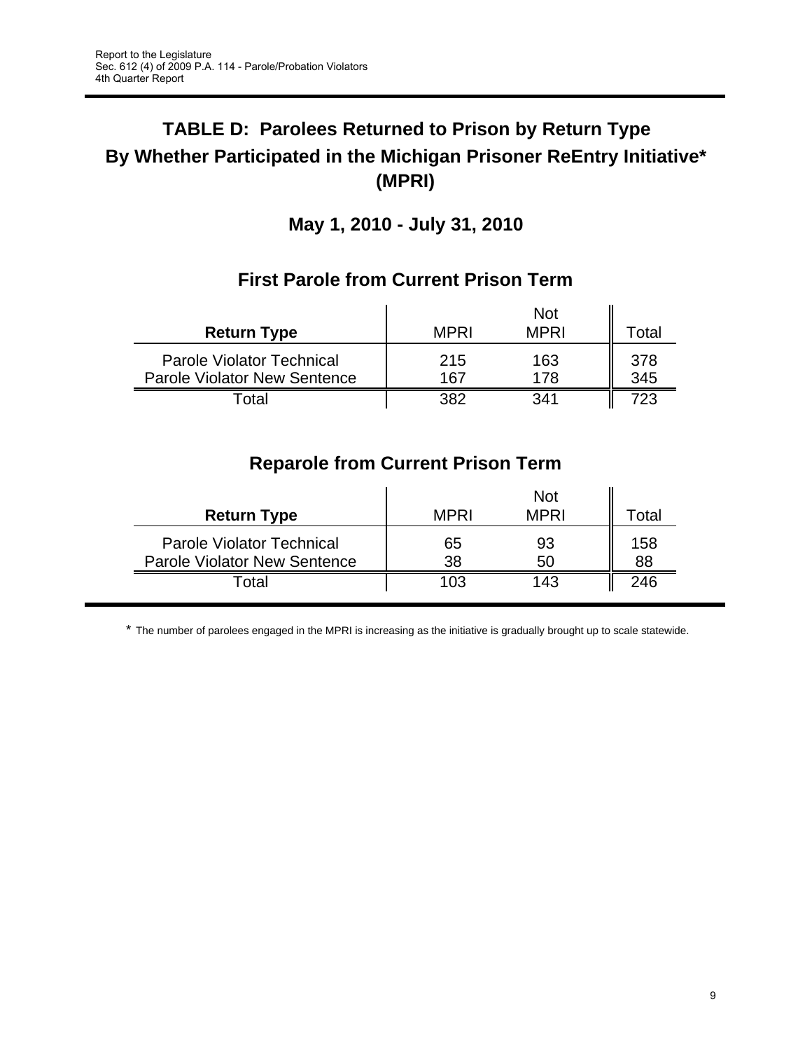# TABLE D: Parolees Returned to Prison by Return Type By Whether Participated in the Michigan Prisoner ReEntry Initiative* (MPRI)

## May 1, 2010 - July 31, 2010

### First Parole from Current Prison Term

| Return Type | MPRI | Not MPRI | Total |
|---|---|---|---|
| Parole Violator Technical | 215 | 163 | 378 |
| Parole Violator New Sentence | 167 | 178 | 345 |
| Total | 382 | 341 | 723 |

### Reparole from Current Prison Term

| Return Type | MPRI | Not MPRI | Total |
|---|---|---|---|
| Parole Violator Technical | 65 | 93 | 158 |
| Parole Violator New Sentence | 38 | 50 | 88 |
| Total | 103 | 143 | 246 |

* The number of parolees engaged in the MPRI is increasing as the initiative is gradually brought up to scale statewide.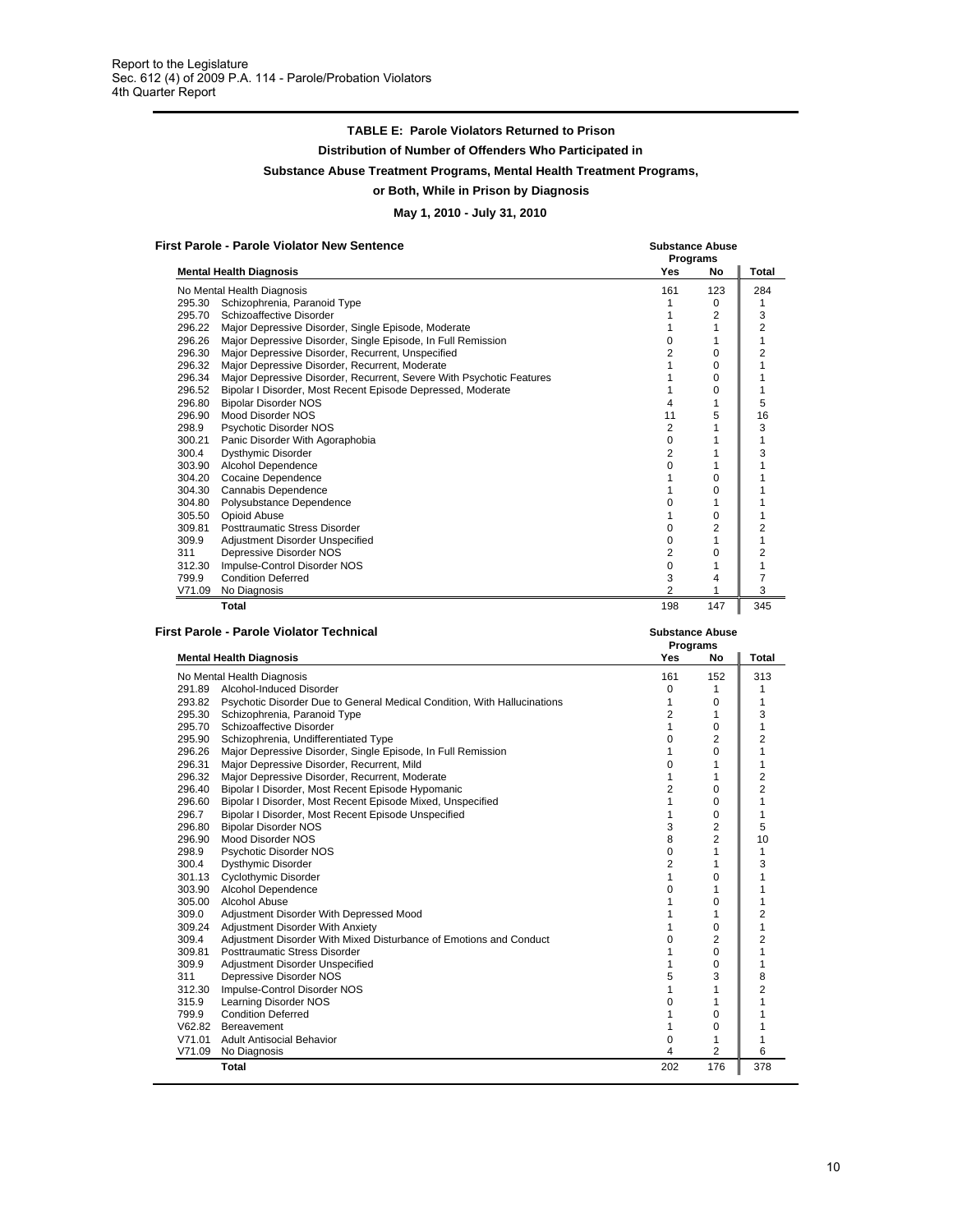Report to the Legislature
Sec. 612 (4) of 2009 P.A. 114 - Parole/Probation Violators
4th Quarter Report

**TABLE E: Parole Violators Returned to Prison**

**Distribution of Number of Offenders Who Participated in**

**Substance Abuse Treatment Programs, Mental Health Treatment Programs,**

**or Both, While in Prison by Diagnosis**

**May 1, 2010 - July 31, 2010**

**First Parole - Parole Violator New Sentence**

| Mental Health Diagnosis | | Substance Abuse Programs | | |
|---|---|---|---|---|
| | | Yes | No | Total |
| No Mental Health Diagnosis | | 161 | 123 | 284 |
| 295.30 | Schizophrenia, Paranoid Type | 1 | 0 | 1 |
| 295.70 | Schizoaffective Disorder | 1 | 2 | 3 |
| 296.22 | Major Depressive Disorder, Single Episode, Moderate | 1 | 1 | 2 |
| 296.26 | Major Depressive Disorder, Single Episode, In Full Remission | 0 | 1 | 1 |
| 296.30 | Major Depressive Disorder, Recurrent, Unspecified | 2 | 0 | 2 |
| 296.32 | Major Depressive Disorder, Recurrent, Moderate | 1 | 0 | 1 |
| 296.34 | Major Depressive Disorder, Recurrent, Severe With Psychotic Features | 1 | 0 | 1 |
| 296.52 | Bipolar I Disorder, Most Recent Episode Depressed, Moderate | 1 | 0 | 1 |
| 296.80 | Bipolar Disorder NOS | 4 | 1 | 5 |
| 296.90 | Mood Disorder NOS | 11 | 5 | 16 |
| 298.9 | Psychotic Disorder NOS | 2 | 1 | 3 |
| 300.21 | Panic Disorder With Agoraphobia | 0 | 1 | 1 |
| 300.4 | Dysthymic Disorder | 2 | 1 | 3 |
| 303.90 | Alcohol Dependence | 0 | 1 | 1 |
| 304.20 | Cocaine Dependence | 1 | 0 | 1 |
| 304.30 | Cannabis Dependence | 1 | 0 | 1 |
| 304.80 | Polysubstance Dependence | 0 | 1 | 1 |
| 305.50 | Opioid Abuse | 1 | 0 | 1 |
| 309.81 | Posttraumatic Stress Disorder | 0 | 2 | 2 |
| 309.9 | Adjustment Disorder Unspecified | 0 | 1 | 1 |
| 311 | Depressive Disorder NOS | 2 | 0 | 2 |
| 312.30 | Impulse-Control Disorder NOS | 0 | 1 | 1 |
| 799.9 | Condition Deferred | 3 | 4 | 7 |
| V71.09 | No Diagnosis | 2 | 1 | 3 |
| | **Total** | 198 | 147 | 345 |

**First Parole - Parole Violator Technical**

| Mental Health Diagnosis | | Substance Abuse Programs | | |
|---|---|---|---|---|
| | | Yes | No | Total |
| No Mental Health Diagnosis | | 161 | 152 | 313 |
| 291.89 | Alcohol-Induced Disorder | 0 | 1 | 1 |
| 293.82 | Psychotic Disorder Due to General Medical Condition, With Hallucinations | 1 | 0 | 1 |
| 295.30 | Schizophrenia, Paranoid Type | 2 | 1 | 3 |
| 295.70 | Schizoaffective Disorder | 1 | 0 | 1 |
| 295.90 | Schizophrenia, Undifferentiated Type | 0 | 2 | 2 |
| 296.26 | Major Depressive Disorder, Single Episode, In Full Remission | 1 | 0 | 1 |
| 296.31 | Major Depressive Disorder, Recurrent, Mild | 0 | 1 | 1 |
| 296.32 | Major Depressive Disorder, Recurrent, Moderate | 1 | 1 | 2 |
| 296.40 | Bipolar I Disorder, Most Recent Episode Hypomanic | 2 | 0 | 2 |
| 296.60 | Bipolar I Disorder, Most Recent Episode Mixed, Unspecified | 1 | 0 | 1 |
| 296.7 | Bipolar I Disorder, Most Recent Episode Unspecified | 1 | 0 | 1 |
| 296.80 | Bipolar Disorder NOS | 3 | 2 | 5 |
| 296.90 | Mood Disorder NOS | 8 | 2 | 10 |
| 298.9 | Psychotic Disorder NOS | 0 | 1 | 1 |
| 300.4 | Dysthymic Disorder | 2 | 1 | 3 |
| 301.13 | Cyclothymic Disorder | 1 | 0 | 1 |
| 303.90 | Alcohol Dependence | 0 | 1 | 1 |
| 305.00 | Alcohol Abuse | 1 | 0 | 1 |
| 309.0 | Adjustment Disorder With Depressed Mood | 1 | 1 | 2 |
| 309.24 | Adjustment Disorder With Anxiety | 1 | 0 | 1 |
| 309.4 | Adjustment Disorder With Mixed Disturbance of Emotions and Conduct | 0 | 2 | 2 |
| 309.81 | Posttraumatic Stress Disorder | 1 | 0 | 1 |
| 309.9 | Adjustment Disorder Unspecified | 1 | 0 | 1 |
| 311 | Depressive Disorder NOS | 5 | 3 | 8 |
| 312.30 | Impulse-Control Disorder NOS | 1 | 1 | 2 |
| 315.9 | Learning Disorder NOS | 0 | 1 | 1 |
| 799.9 | Condition Deferred | 1 | 0 | 1 |
| V62.82 | Bereavement | 1 | 0 | 1 |
| V71.01 | Adult Antisocial Behavior | 0 | 1 | 1 |
| V71.09 | No Diagnosis | 4 | 2 | 6 |
| | **Total** | 202 | 176 | 378 |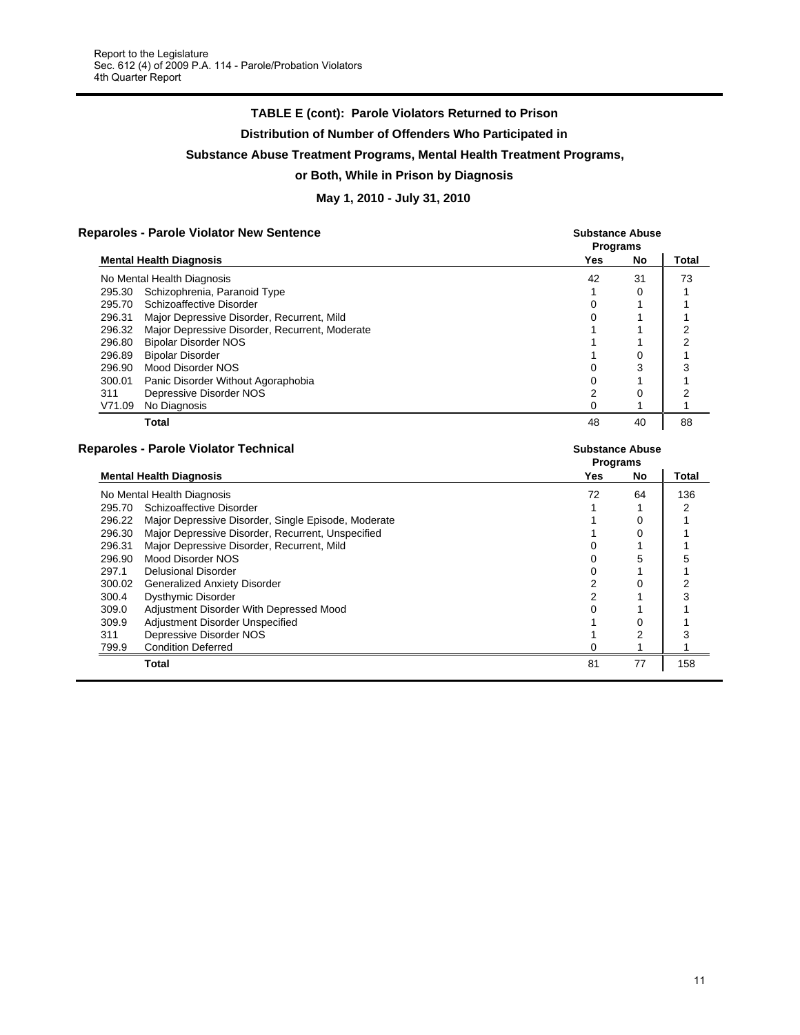## TABLE E (cont): Parole Violators Returned to Prison

## Distribution of Number of Offenders Who Participated in

## Substance Abuse Treatment Programs, Mental Health Treatment Programs,

## or Both, While in Prison by Diagnosis

## May 1, 2010 - July 31, 2010

### Reparoles - Parole Violator New Sentence

| | | Substance Abuse Programs | | |
|---|---|---|---|---|
| **Mental Health Diagnosis** | | **Yes** | **No** | **Total** |
| No Mental Health Diagnosis | | 42 | 31 | 73 |
| 295.30 | Schizophrenia, Paranoid Type | 1 | 0 | 1 |
| 295.70 | Schizoaffective Disorder | 0 | 1 | 1 |
| 296.31 | Major Depressive Disorder, Recurrent, Mild | 0 | 1 | 1 |
| 296.32 | Major Depressive Disorder, Recurrent, Moderate | 1 | 1 | 2 |
| 296.80 | Bipolar Disorder NOS | 1 | 1 | 2 |
| 296.89 | Bipolar Disorder | 1 | 0 | 1 |
| 296.90 | Mood Disorder NOS | 0 | 3 | 3 |
| 300.01 | Panic Disorder Without Agoraphobia | 0 | 1 | 1 |
| 311 | Depressive Disorder NOS | 2 | 0 | 2 |
| V71.09 | No Diagnosis | 0 | 1 | 1 |
| | **Total** | 48 | 40 | 88 |

### Reparoles - Parole Violator Technical

| | | Substance Abuse Programs | | |
|---|---|---|---|---|
| **Mental Health Diagnosis** | | **Yes** | **No** | **Total** |
| No Mental Health Diagnosis | | 72 | 64 | 136 |
| 295.70 | Schizoaffective Disorder | 1 | 1 | 2 |
| 296.22 | Major Depressive Disorder, Single Episode, Moderate | 1 | 0 | 1 |
| 296.30 | Major Depressive Disorder, Recurrent, Unspecified | 1 | 0 | 1 |
| 296.31 | Major Depressive Disorder, Recurrent, Mild | 0 | 1 | 1 |
| 296.90 | Mood Disorder NOS | 0 | 5 | 5 |
| 297.1 | Delusional Disorder | 0 | 1 | 1 |
| 300.02 | Generalized Anxiety Disorder | 2 | 0 | 2 |
| 300.4 | Dysthymic Disorder | 2 | 1 | 3 |
| 309.0 | Adjustment Disorder With Depressed Mood | 0 | 1 | 1 |
| 309.9 | Adjustment Disorder Unspecified | 1 | 0 | 1 |
| 311 | Depressive Disorder NOS | 1 | 2 | 3 |
| 799.9 | Condition Deferred | 0 | 1 | 1 |
| | **Total** | 81 | 77 | 158 |